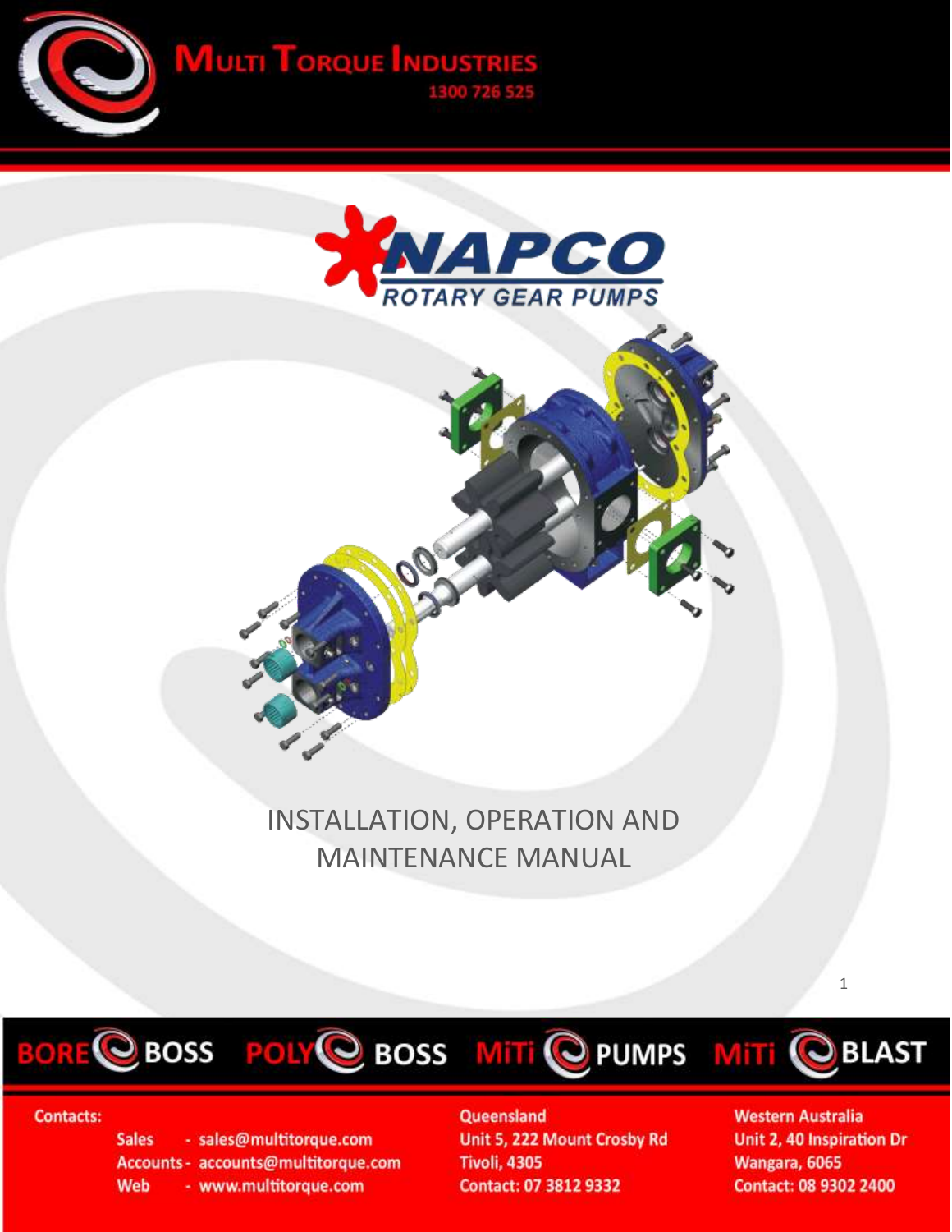# Multi Torque Industries

1300 726 525

NAPCO
ROTARY GEAR PUMPS

# INSTALLATION, OPERATION AND MAINTENANCE MANUAL

BORE BOSS POLY BOSS MiTi PUMPS MiTi BLAST

Contacts:

Sales - sales@multitorque.com
Accounts - accounts@multitorque.com
Web - www.multitorque.com

Queensland
Unit 5, 222 Mount Crosby Rd
Tivoli, 4305
Contact: 07 3812 9332

Western Australia
Unit 2, 40 Inspiration Dr
Wangara, 6065
Contact: 08 9302 2400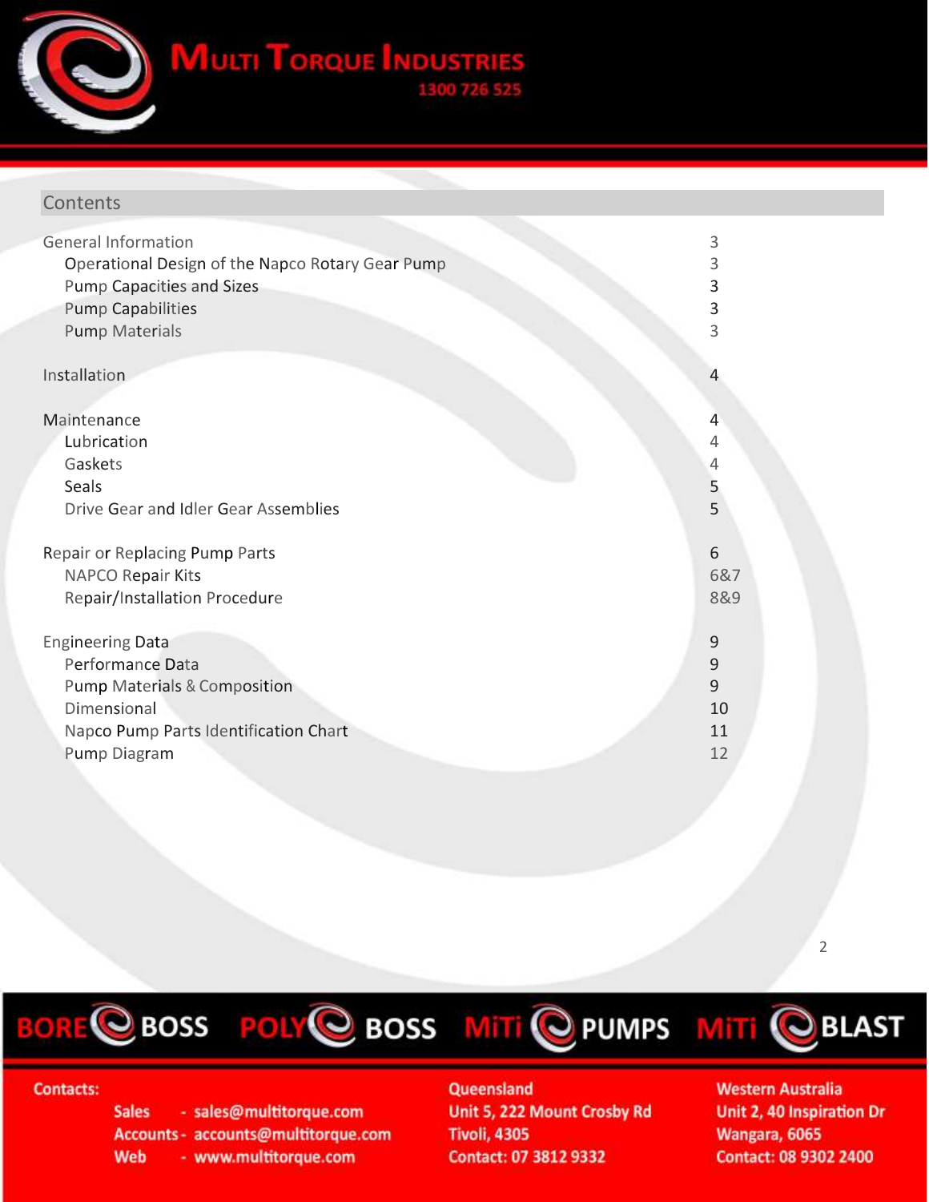## Contents

| | |
|---|---|
| General Information | 3 |
| Operational Design of the Napco Rotary Gear Pump | 3 |
| Pump Capacities and Sizes | 3 |
| Pump Capabilities | 3 |
| Pump Materials | 3 |
| Installation | 4 |
| Maintenance | 4 |
| Lubrication | 4 |
| Gaskets | 4 |
| Seals | 5 |
| Drive Gear and Idler Gear Assemblies | 5 |
| Repair or Replacing Pump Parts | 6 |
| NAPCO Repair Kits | 6&7 |
| Repair/Installation Procedure | 8&9 |
| Engineering Data | 9 |
| Performance Data | 9 |
| Pump Materials & Composition | 9 |
| Dimensional | 10 |
| Napco Pump Parts Identification Chart | 11 |
| Pump Diagram | 12 |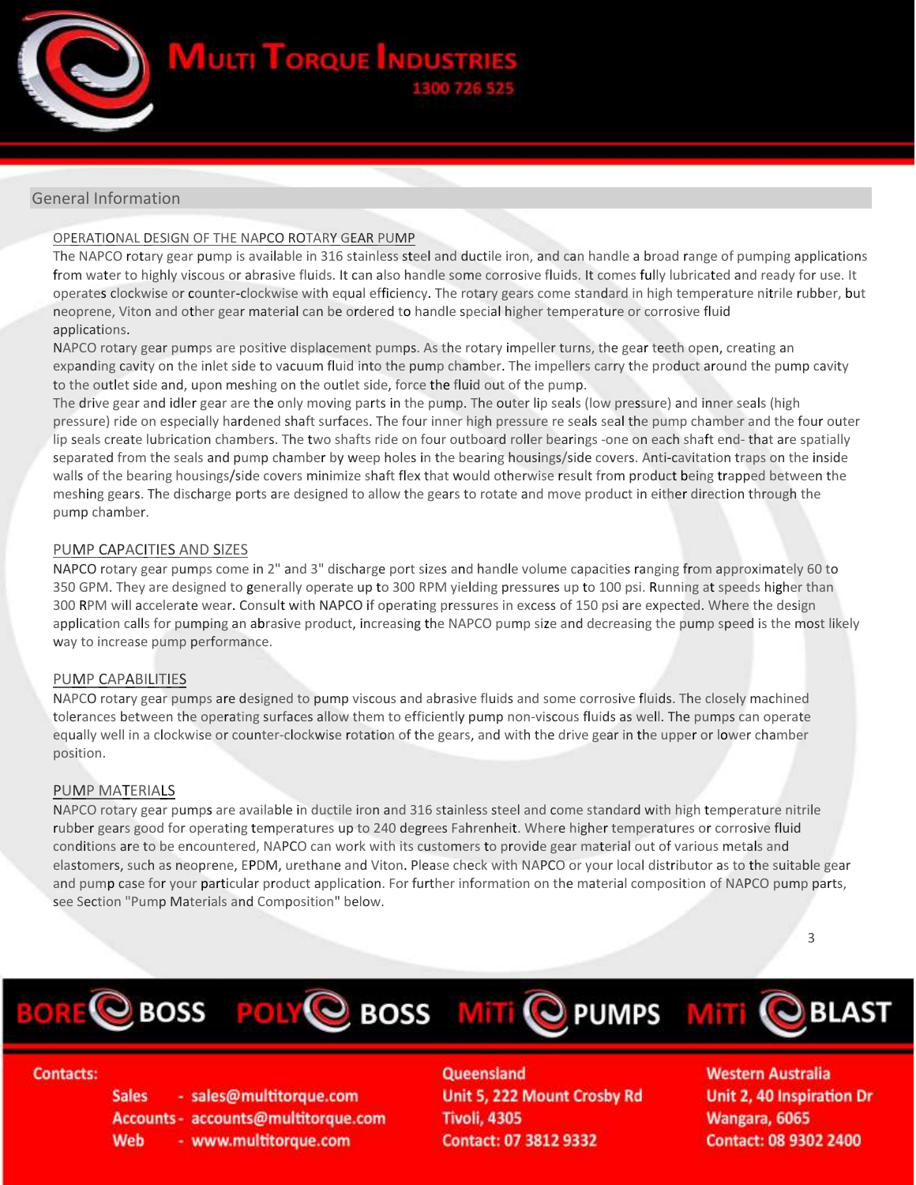## General Information

### OPERATIONAL DESIGN OF THE NAPCO ROTARY GEAR PUMP

The NAPCO rotary gear pump is available in 316 stainless steel and ductile iron, and can handle a broad range of pumping applications from water to highly viscous or abrasive fluids. It can also handle some corrosive fluids. It comes fully lubricated and ready for use. It operates clockwise or counter-clockwise with equal efficiency. The rotary gears come standard in high temperature nitrile rubber, but neoprene, Viton and other gear material can be ordered to handle special higher temperature or corrosive fluid applications.

NAPCO rotary gear pumps are positive displacement pumps. As the rotary impeller turns, the gear teeth open, creating an expanding cavity on the inlet side to vacuum fluid into the pump chamber. The impellers carry the product around the pump cavity to the outlet side and, upon meshing on the outlet side, force the fluid out of the pump.

The drive gear and idler gear are the only moving parts in the pump. The outer lip seals (low pressure) and inner seals (high pressure) ride on especially hardened shaft surfaces. The four inner high pressure re seals seal the pump chamber and the four outer lip seals create lubrication chambers. The two shafts ride on four outboard roller bearings -one on each shaft end- that are spatially separated from the seals and pump chamber by weep holes in the bearing housings/side covers. Anti-cavitation traps on the inside walls of the bearing housings/side covers minimize shaft flex that would otherwise result from product being trapped between the meshing gears. The discharge ports are designed to allow the gears to rotate and move product in either direction through the pump chamber.

### PUMP CAPACITIES AND SIZES

NAPCO rotary gear pumps come in 2" and 3" discharge port sizes and handle volume capacities ranging from approximately 60 to 350 GPM. They are designed to generally operate up to 300 RPM yielding pressures up to 100 psi. Running at speeds higher than 300 RPM will accelerate wear. Consult with NAPCO if operating pressures in excess of 150 psi are expected. Where the design application calls for pumping an abrasive product, increasing the NAPCO pump size and decreasing the pump speed is the most likely way to increase pump performance.

### PUMP CAPABILITIES

NAPCO rotary gear pumps are designed to pump viscous and abrasive fluids and some corrosive fluids. The closely machined tolerances between the operating surfaces allow them to efficiently pump non-viscous fluids as well. The pumps can operate equally well in a clockwise or counter-clockwise rotation of the gears, and with the drive gear in the upper or lower chamber position.

### PUMP MATERIALS

NAPCO rotary gear pumps are available in ductile iron and 316 stainless steel and come standard with high temperature nitrile rubber gears good for operating temperatures up to 240 degrees Fahrenheit. Where higher temperatures or corrosive fluid conditions are to be encountered, NAPCO can work with its customers to provide gear material out of various metals and elastomers, such as neoprene, EPDM, urethane and Viton. Please check with NAPCO or your local distributor as to the suitable gear and pump case for your particular product application. For further information on the material composition of NAPCO pump parts, see Section "Pump Materials and Composition" below.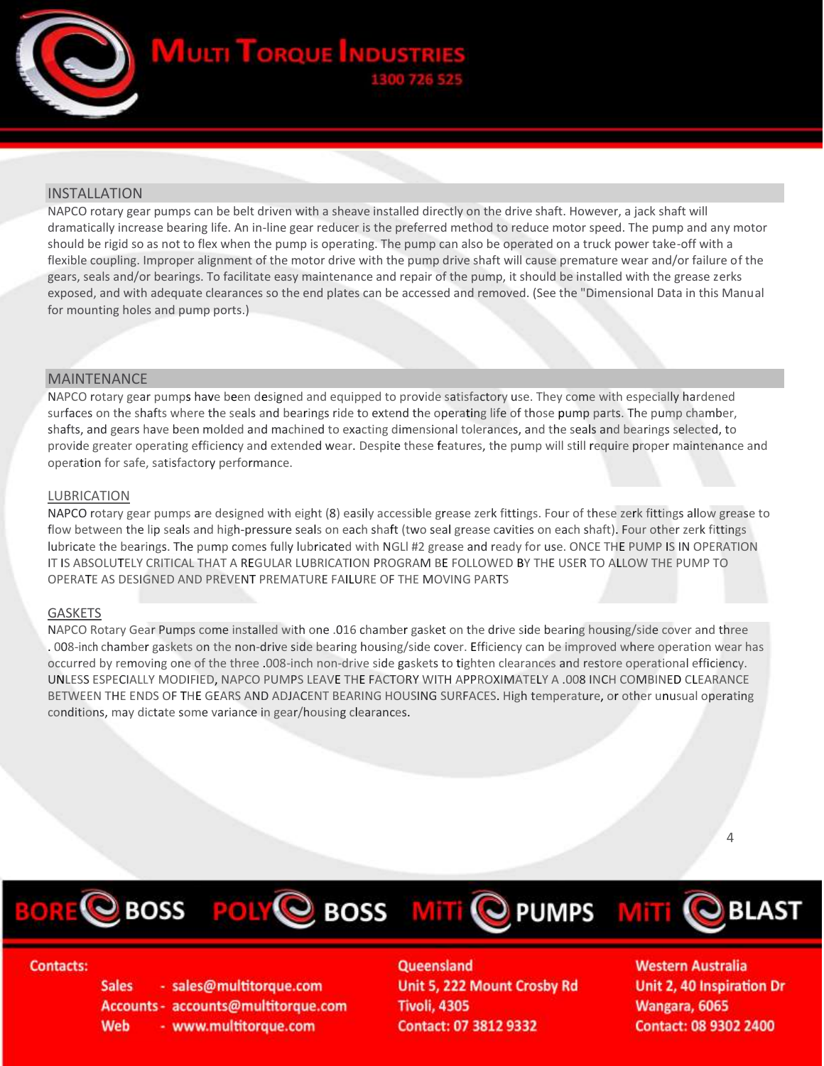## INSTALLATION

NAPCO rotary gear pumps can be belt driven with a sheave installed directly on the drive shaft. However, a jack shaft will dramatically increase bearing life. An in-line gear reducer is the preferred method to reduce motor speed. The pump and any motor should be rigid so as not to flex when the pump is operating. The pump can also be operated on a truck power take-off with a flexible coupling. Improper alignment of the motor drive with the pump drive shaft will cause premature wear and/or failure of the gears, seals and/or bearings. To facilitate easy maintenance and repair of the pump, it should be installed with the grease zerks exposed, and with adequate clearances so the end plates can be accessed and removed. (See the "Dimensional Data in this Manual for mounting holes and pump ports.)

## MAINTENANCE

NAPCO rotary gear pumps have been designed and equipped to provide satisfactory use. They come with especially hardened surfaces on the shafts where the seals and bearings ride to extend the operating life of those pump parts. The pump chamber, shafts, and gears have been molded and machined to exacting dimensional tolerances, and the seals and bearings selected, to provide greater operating efficiency and extended wear. Despite these features, the pump will still require proper maintenance and operation for safe, satisfactory performance.

### LUBRICATION

NAPCO rotary gear pumps are designed with eight (8) easily accessible grease zerk fittings. Four of these zerk fittings allow grease to flow between the lip seals and high-pressure seals on each shaft (two seal grease cavities on each shaft). Four other zerk fittings lubricate the bearings. The pump comes fully lubricated with NGLI #2 grease and ready for use. ONCE THE PUMP IS IN OPERATION IT IS ABSOLUTELY CRITICAL THAT A REGULAR LUBRICATION PROGRAM BE FOLLOWED BY THE USER TO ALLOW THE PUMP TO OPERATE AS DESIGNED AND PREVENT PREMATURE FAILURE OF THE MOVING PARTS

### GASKETS

NAPCO Rotary Gear Pumps come installed with one .016 chamber gasket on the drive side bearing housing/side cover and three . 008-inch chamber gaskets on the non-drive side bearing housing/side cover. Efficiency can be improved where operation wear has occurred by removing one of the three .008-inch non-drive side gaskets to tighten clearances and restore operational efficiency. UNLESS ESPECIALLY MODIFIED, NAPCO PUMPS LEAVE THE FACTORY WITH APPROXIMATELY A .008 INCH COMBINED CLEARANCE BETWEEN THE ENDS OF THE GEARS AND ADJACENT BEARING HOUSING SURFACES. High temperature, or other unusual operating conditions, may dictate some variance in gear/housing clearances.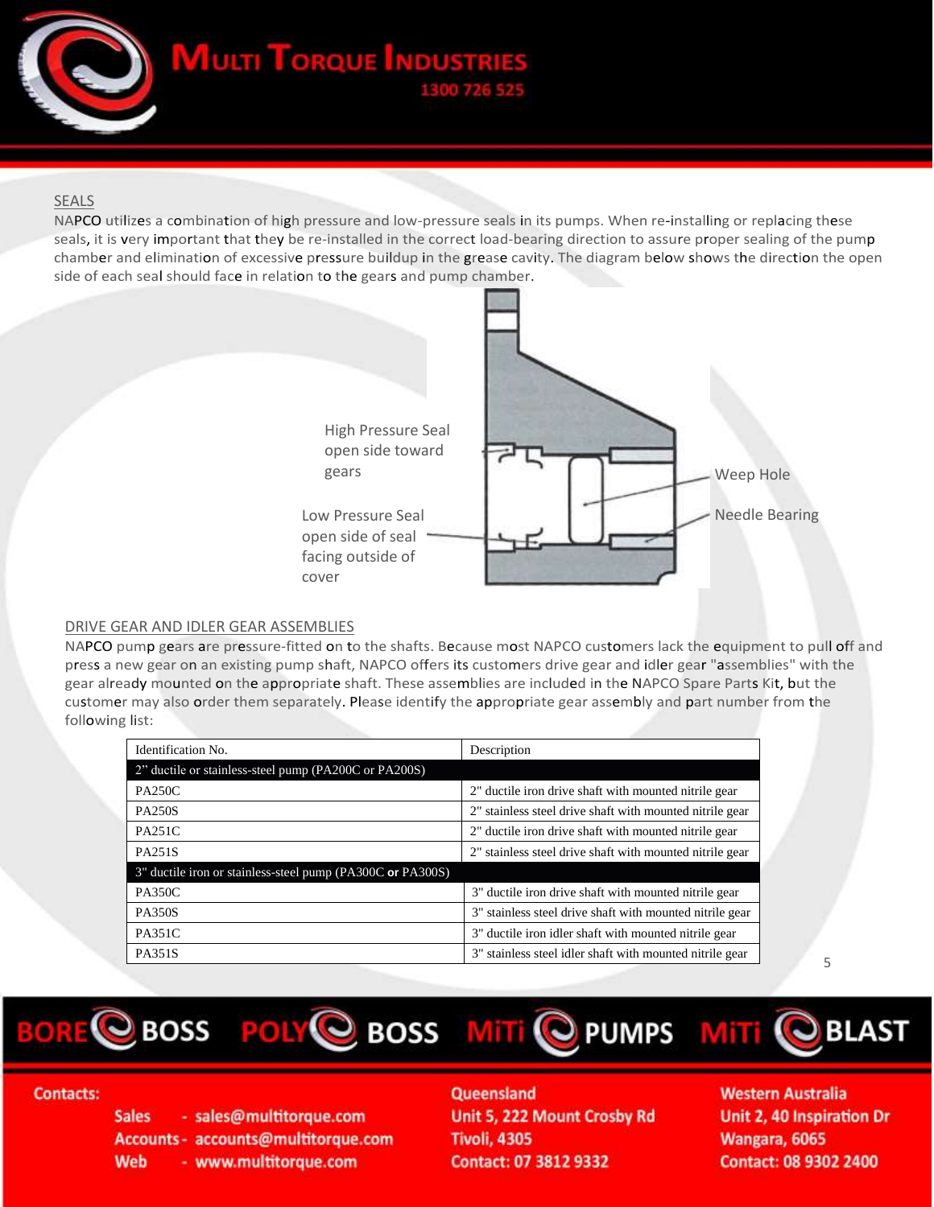## SEALS

NAPCO utilizes a combination of high pressure and low-pressure seals in its pumps. When re-installing or replacing these seals, it is very important that they be re-installed in the correct load-bearing direction to assure proper sealing of the pump chamber and elimination of excessive pressure buildup in the grease cavity. The diagram below shows the direction the open side of each seal should face in relation to the gears and pump chamber.

High Pressure Seal open side toward gears

Low Pressure Seal open side of seal facing outside of cover

Weep Hole

Needle Bearing

## DRIVE GEAR AND IDLER GEAR ASSEMBLIES

NAPCO pump gears are pressure-fitted on to the shafts. Because most NAPCO customers lack the equipment to pull off and press a new gear on an existing pump shaft, NAPCO offers its customers drive gear and idler gear "assemblies" with the gear already mounted on the appropriate shaft. These assemblies are included in the NAPCO Spare Parts Kit, but the customer may also order them separately. Please identify the appropriate gear assembly and part number from the following list:

| Identification No. | Description |
|---|---|
| 2" ductile or stainless-steel pump (PA200C or PA200S) | |
| PA250C | 2" ductile iron drive shaft with mounted nitrile gear |
| PA250S | 2" stainless steel drive shaft with mounted nitrile gear |
| PA251C | 2" ductile iron drive shaft with mounted nitrile gear |
| PA251S | 2" stainless steel drive shaft with mounted nitrile gear |
| 3" ductile iron or stainless-steel pump (PA300C **or** PA300S) | |
| PA350C | 3" ductile iron drive shaft with mounted nitrile gear |
| PA350S | 3" stainless steel drive shaft with mounted nitrile gear |
| PA351C | 3" ductile iron idler shaft with mounted nitrile gear |
| PA351S | 3" stainless steel idler shaft with mounted nitrile gear |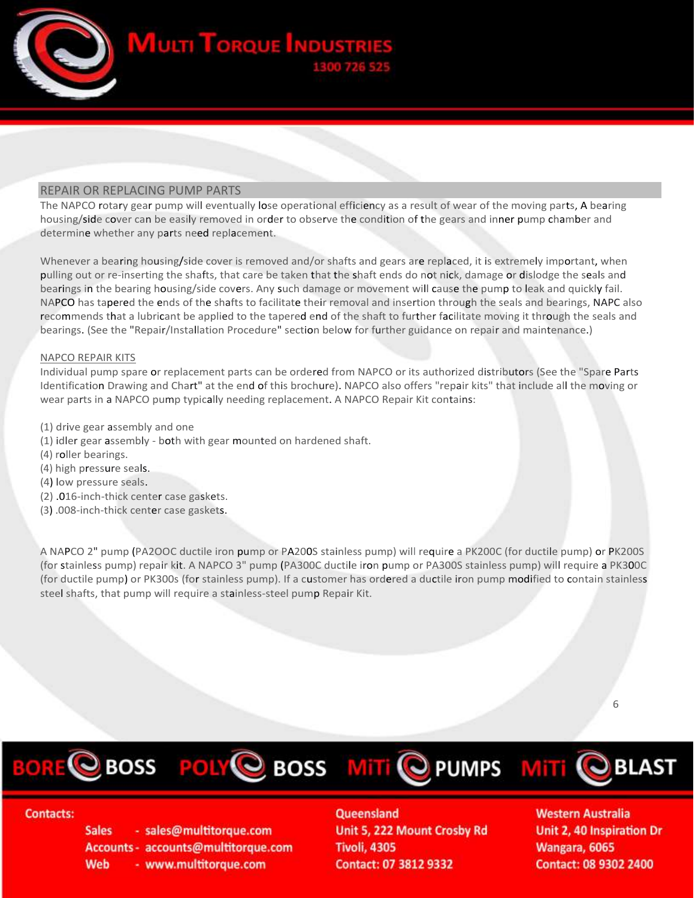## REPAIR OR REPLACING PUMP PARTS

The NAPCO rotary gear pump will eventually lose operational efficiency as a result of wear of the moving parts, A bearing housing/side cover can be easily removed in order to observe the condition of the gears and inner pump chamber and determine whether any parts need replacement.

Whenever a bearing housing/side cover is removed and/or shafts and gears are replaced, it is extremely important, when pulling out or re-inserting the shafts, that care be taken that the shaft ends do not nick, damage or dislodge the seals and bearings in the bearing housing/side covers. Any such damage or movement will cause the pump to leak and quickly fail. NAPCO has tapered the ends of the shafts to facilitate their removal and insertion through the seals and bearings, NAPC also recommends that a lubricant be applied to the tapered end of the shaft to further facilitate moving it through the seals and bearings. (See the "Repair/Installation Procedure" section below for further guidance on repair and maintenance.)

### NAPCO REPAIR KITS

Individual pump spare or replacement parts can be ordered from NAPCO or its authorized distributors (See the "Spare Parts Identification Drawing and Chart" at the end of this brochure). NAPCO also offers "repair kits" that include all the moving or wear parts in a NAPCO pump typically needing replacement. A NAPCO Repair Kit contains:

(1) drive gear assembly and one
(1) idler gear assembly - both with gear mounted on hardened shaft.
(4) roller bearings.
(4) high pressure seals.
(4) low pressure seals.
(2) .016-inch-thick center case gaskets.
(3) .008-inch-thick center case gaskets.

A NAPCO 2" pump (PA2OOC ductile iron pump or PA200S stainless pump) will require a PK200C (for ductile pump) or PK200S (for stainless pump) repair kit. A NAPCO 3" pump (PA300C ductile iron pump or PA300S stainless pump) will require a PK300C (for ductile pump) or PK300s (for stainless pump). If a customer has ordered a ductile iron pump modified to contain stainless steel shafts, that pump will require a stainless-steel pump Repair Kit.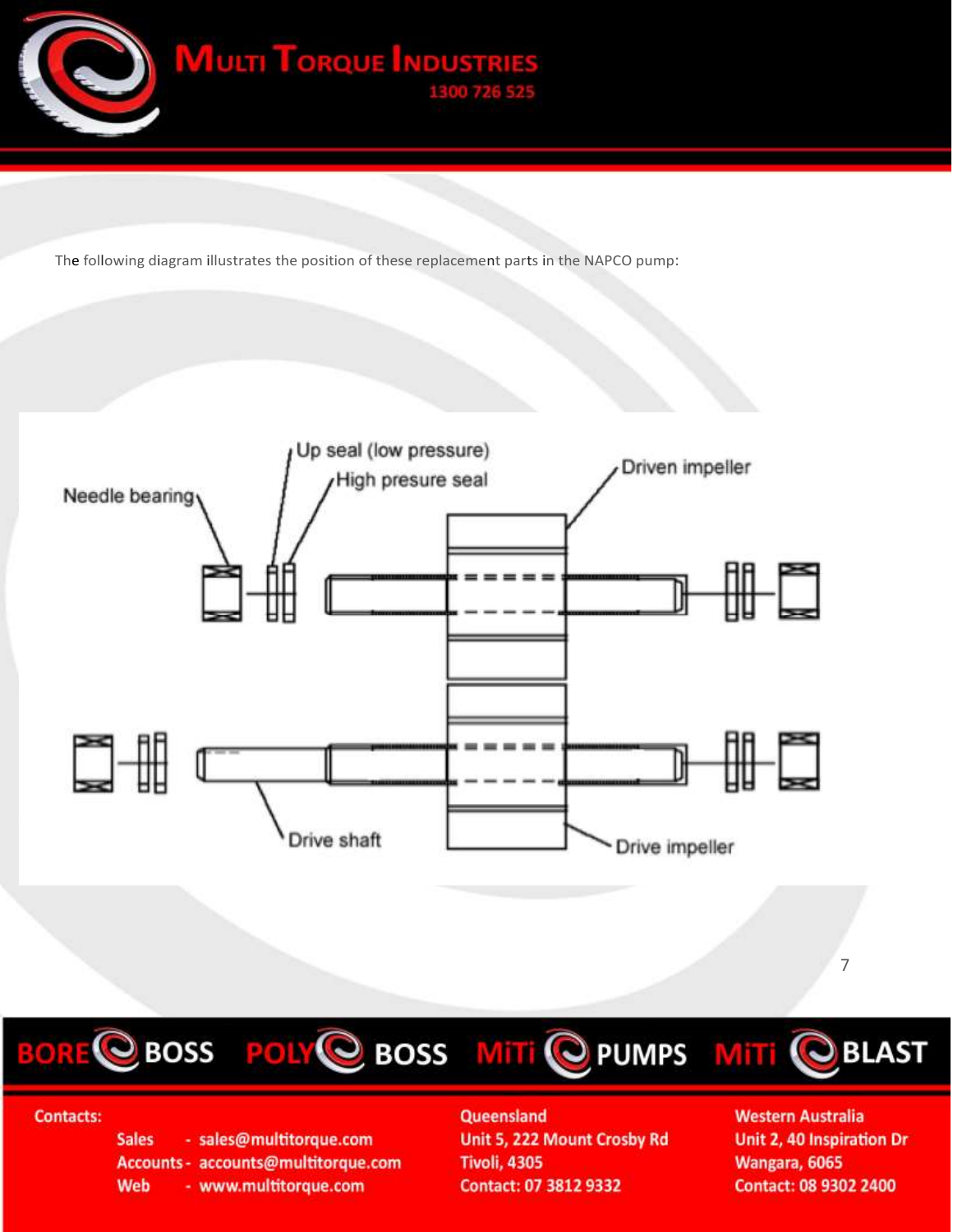The following diagram illustrates the position of these replacement parts in the NAPCO pump: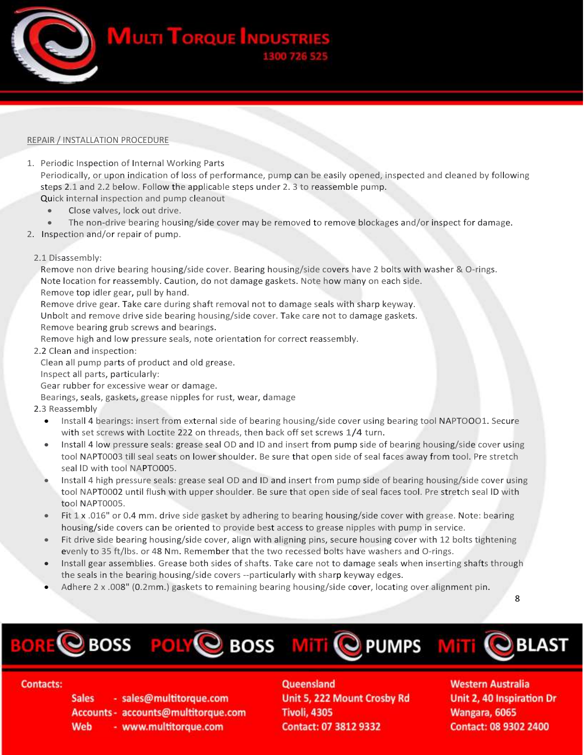## REPAIR / INSTALLATION PROCEDURE

1. Periodic Inspection of Internal Working Parts

   Periodically, or upon indication of loss of performance, pump can be easily opened, inspected and cleaned by following steps 2.1 and 2.2 below. Follow the applicable steps under 2. 3 to reassemble pump.

   Quick internal inspection and pump cleanout

   - Close valves, lock out drive.
   - The non-drive bearing housing/side cover may be removed to remove blockages and/or inspect for damage.

2. Inspection and/or repair of pump.

### 2.1 Disassembly:

Remove non drive bearing housing/side cover. Bearing housing/side covers have 2 bolts with washer & O-rings.
Note location for reassembly. Caution, do not damage gaskets. Note how many on each side.
Remove top idler gear, pull by hand.
Remove drive gear. Take care during shaft removal not to damage seals with sharp keyway.
Unbolt and remove drive side bearing housing/side cover. Take care not to damage gaskets.
Remove bearing grub screws and bearings.
Remove high and low pressure seals, note orientation for correct reassembly.

### 2.2 Clean and inspection:

Clean all pump parts of product and old grease.
Inspect all parts, particularly:
Gear rubber for excessive wear or damage.
Bearings, seals, gaskets, grease nipples for rust, wear, damage

### 2.3 Reassembly

- Install 4 bearings: insert from external side of bearing housing/side cover using bearing tool NAPTOOO1. Secure with set screws with Loctite 222 on threads, then back off set screws 1/4 turn.
- Install 4 low pressure seals: grease seal OD and ID and insert from pump side of bearing housing/side cover using tool NAPT0003 till seal seats on lower shoulder. Be sure that open side of seal faces away from tool. Pre stretch seal ID with tool NAPTO005.
- Install 4 high pressure seals: grease seal OD and ID and insert from pump side of bearing housing/side cover using tool NAPT0002 until flush with upper shoulder. Be sure that open side of seal faces tool. Pre stretch seal ID with tool NAPT0005.
- Fit 1 x .016" or 0.4 mm. drive side gasket by adhering to bearing housing/side cover with grease. Note: bearing housing/side covers can be oriented to provide best access to grease nipples with pump in service.
- Fit drive side bearing housing/side cover, align with aligning pins, secure housing cover with 12 bolts tightening evenly to 35 ft/lbs. or 48 Nm. Remember that the two recessed bolts have washers and O-rings.
- Install gear assemblies. Grease both sides of shafts. Take care not to damage seals when inserting shafts through the seals in the bearing housing/side covers --particularly with sharp keyway edges.
- Adhere 2 x .008" (0.2mm.) gaskets to remaining bearing housing/side cover, locating over alignment pin.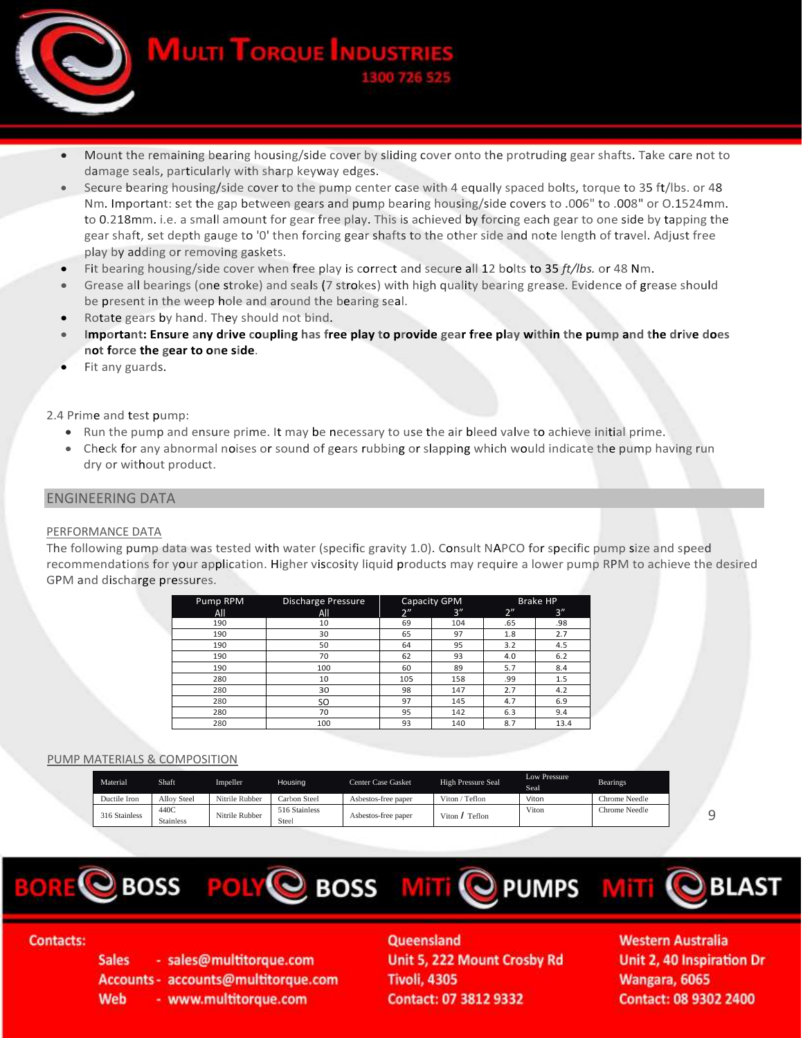- Mount the remaining bearing housing/side cover by sliding cover onto the protruding gear shafts. Take care not to damage seals, particularly with sharp keyway edges.
- Secure bearing housing/side cover to the pump center case with 4 equally spaced bolts, torque to 35 ft/lbs. or 48 Nm. Important: set the gap between gears and pump bearing housing/side covers to .006" to .008" or O.1524mm. to 0.218mm. i.e. a small amount for gear free play. This is achieved by forcing each gear to one side by tapping the gear shaft, set depth gauge to '0' then forcing gear shafts to the other side and note length of travel. Adjust free play by adding or removing gaskets.
- Fit bearing housing/side cover when free play is correct and secure all 12 bolts to 35 *ft/lbs.* or 48 Nm.
- Grease all bearings (one stroke) and seals (7 strokes) with high quality bearing grease. Evidence of grease should be present in the weep hole and around the bearing seal.
- Rotate gears by hand. They should not bind.
- **Important: Ensure any drive coupling has free play to provide gear free play within the pump and the drive does not force the gear to one side**.
- Fit any guards.

2.4 Prime and test pump:

- Run the pump and ensure prime. It may be necessary to use the air bleed valve to achieve initial prime.
- Check for any abnormal noises or sound of gears rubbing or slapping which would indicate the pump having run dry or without product.

## ENGINEERING DATA

### PERFORMANCE DATA

The following pump data was tested with water (specific gravity 1.0). Consult NAPCO for specific pump size and speed recommendations for your application. Higher viscosity liquid products may require a lower pump RPM to achieve the desired GPM and discharge pressures.

| Pump RPM | Discharge Pressure | Capacity GPM | | Brake HP | |
|---|---|---|---|---|---|
| All | All | 2" | 3" | 2" | 3" |
| 190 | 10 | 69 | 104 | .65 | .98 |
| 190 | 30 | 65 | 97 | 1.8 | 2.7 |
| 190 | 50 | 64 | 95 | 3.2 | 4.5 |
| 190 | 70 | 62 | 93 | 4.0 | 6.2 |
| 190 | 100 | 60 | 89 | 5.7 | 8.4 |
| 280 | 10 | 105 | 158 | .99 | 1.5 |
| 280 | 30 | 98 | 147 | 2.7 | 4.2 |
| 280 | SO | 97 | 145 | 4.7 | 6.9 |
| 280 | 70 | 95 | 142 | 6.3 | 9.4 |
| 280 | 100 | 93 | 140 | 8.7 | 13.4 |

### PUMP MATERIALS & COMPOSITION

| Material | Shaft | Impeller | Housing | Center Case Gasket | High Pressure Seal | Low Pressure Seal | Bearings |
|---|---|---|---|---|---|---|---|
| Ductile Iron | Alloy Steel | Nitrile Rubber | Carbon Steel | Asbestos-free paper | Viton / Teflon | Viton | Chrome Needle |
| 316 Stainless | 440C Stainless | Nitrile Rubber | 516 Stainless Steel | Asbestos-free paper | Viton / Teflon | Viton | Chrome Needle |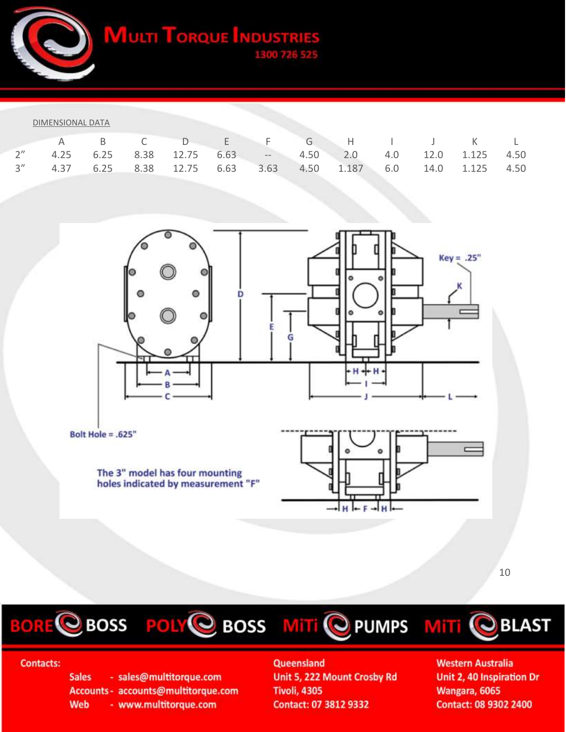DIMENSIONAL DATA

| | A | B | C | D | E | F | G | H | I | J | K | L |
|---|---|---|---|---|---|---|---|---|---|---|---|---|
| 2" | 4.25 | 6.25 | 8.38 | 12.75 | 6.63 | -- | 4.50 | 2.0 | 4.0 | 12.0 | 1.125 | 4.50 |
| 3" | 4.37 | 6.25 | 8.38 | 12.75 | 6.63 | 3.63 | 4.50 | 1.187 | 6.0 | 14.0 | 1.125 | 4.50 |

Key = .25"

Bolt Hole = .625"

The 3" model has four mounting holes indicated by measurement "F"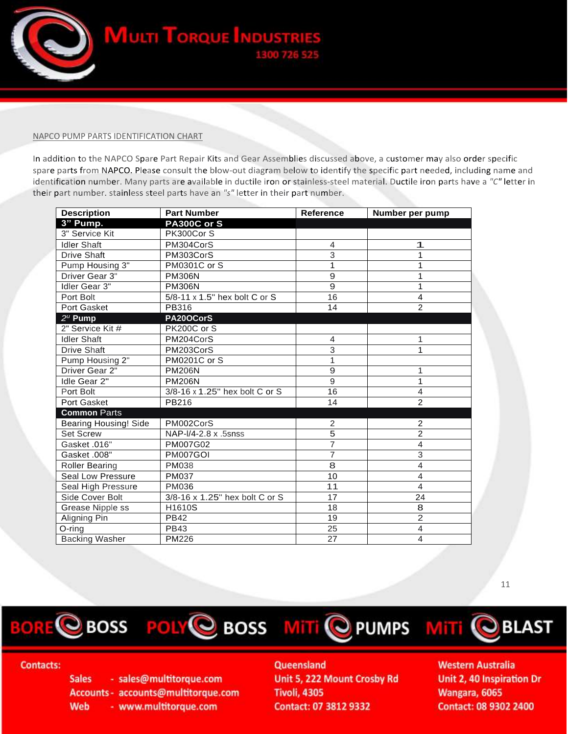NAPCO PUMP PARTS IDENTIFICATION CHART

In addition to the NAPCO Spare Part Repair Kits and Gear Assemblies discussed above, a customer may also order specific spare parts from NAPCO. Please consult the blow-out diagram below to identify the specific part needed, including name and identification number. Many parts are available in ductile iron or stainless-steel material. Ductile iron parts have a *"C"* letter in their part number. stainless steel parts have an *"s"* letter in their part number.

| Description | Part Number | Reference | Number per pump |
|---|---|---|---|
| **3" Pump.** | **PA300C or S** | | |
| 3" Service Kit | PK300Cor S | | |
| Idler Shaft | PM304CorS | 4 | 1 |
| Drive Shaft | PM303CorS | 3 | 1 |
| Pump Housing 3" | PM0301C or S | 1 | 1 |
| Driver Gear 3" | PM306N | 9 | 1 |
| Idler Gear 3" | PM306N | 9 | 1 |
| Port Bolt | 5/8-11 x 1.5" hex bolt C or S | 16 | 4 |
| Port Gasket | PB316 | 14 | 2 |
| **2" Pump** | **PA20OCorS** | | |
| 2" Service Kit # | PK200C or S | | |
| Idler Shaft | PM204CorS | 4 | 1 |
| Drive Shaft | PM203CorS | 3 | 1 |
| Pump Housing 2" | PM0201C or S | 1 | |
| Driver Gear 2" | PM206N | 9 | 1 |
| Idle Gear 2" | PM206N | 9 | 1 |
| Port Bolt | 3/8-16 x 1.25" hex bolt C or S | 16 | 4 |
| Port Gasket | PB216 | 14 | 2 |
| **Common Parts** | | | |
| Bearing Housing! Side | PM002CorS | 2 | 2 |
| Set Screw | NAP-l/4-2.8 x .5snss | 5 | 2 |
| Gasket .016" | PM007G02 | 7 | 4 |
| Gasket .008" | PM007GOI | 7 | 3 |
| Roller Bearing | PM038 | 8 | 4 |
| Seal Low Pressure | PM037 | 10 | 4 |
| Seal High Pressure | PM036 | 11 | 4 |
| Side Cover Bolt | 3/8-16 x 1.25" hex bolt C or S | 17 | 24 |
| Grease Nipple ss | H1610S | 18 | 8 |
| Aligning Pin | PB42 | 19 | 2 |
| O-ring | PB43 | 25 | 4 |
| Backing Washer | PM226 | 27 | 4 |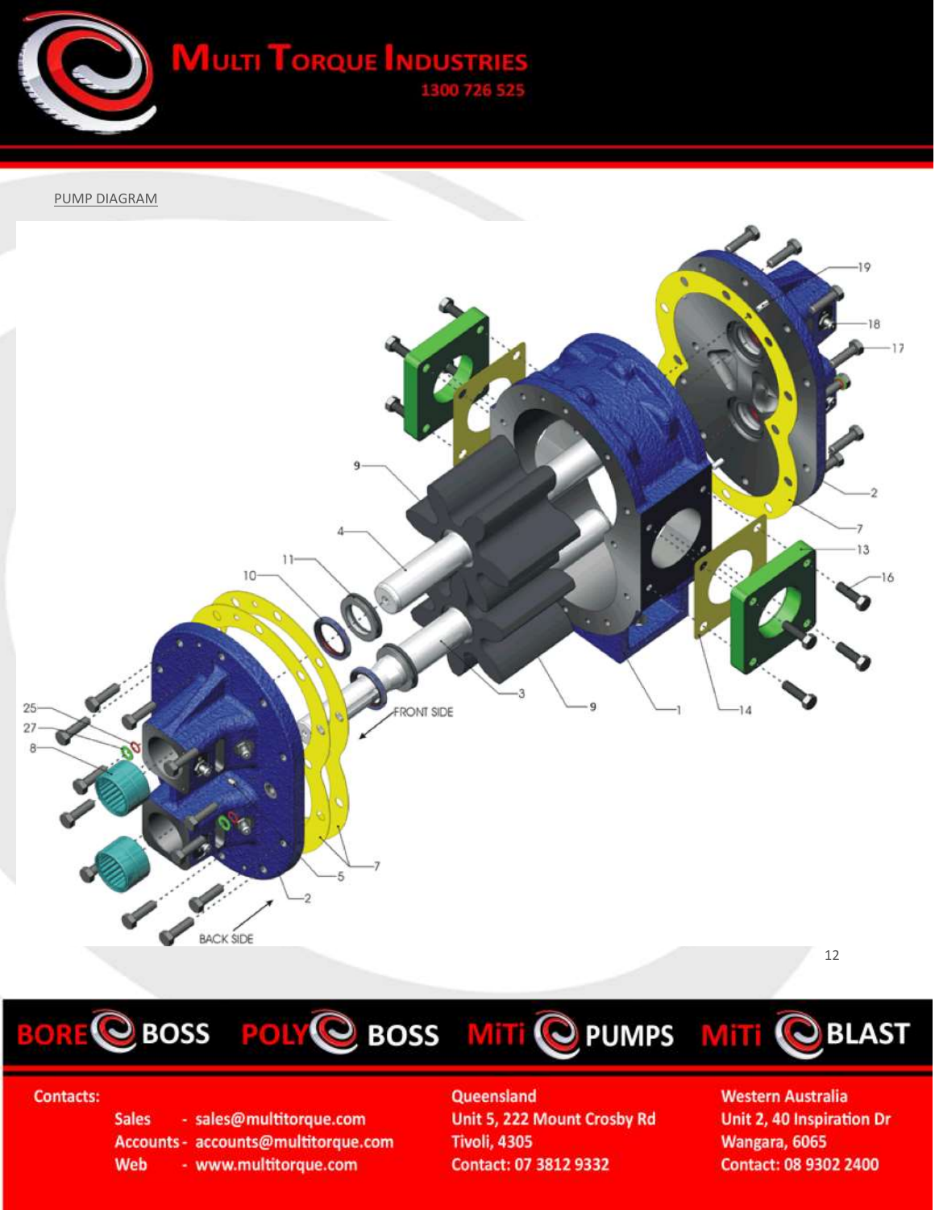PUMP DIAGRAM

19

18

17

9

4

11

10

2

7

13

16

25

27

8

FRONT SIDE

3

9

1

14

5

7

2

BACK SIDE